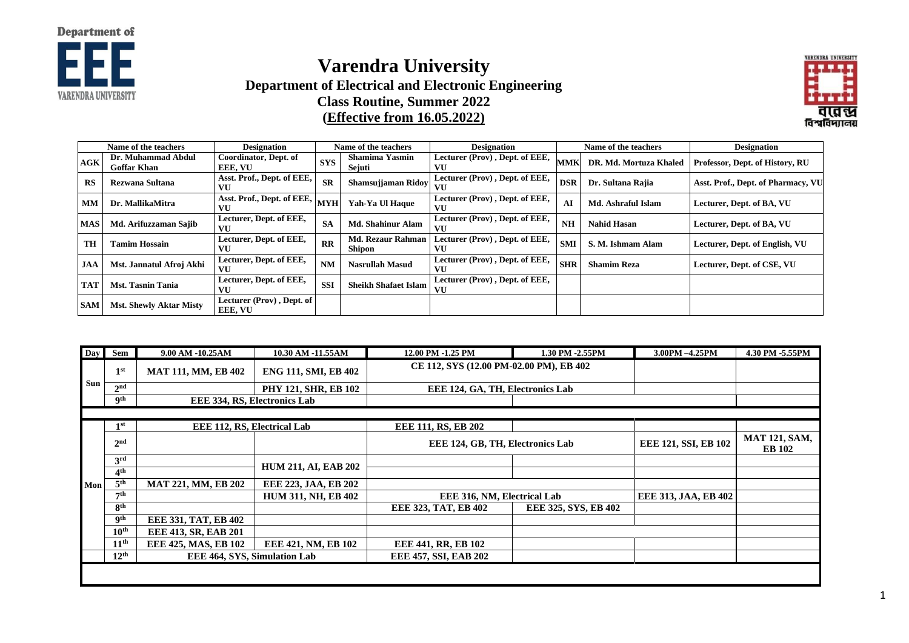# Varendra University

## Department of Electrical and Electronic Engineering

### Class Routine, Summer 2022

### (Effective from 16.05.2022)

| | Name of the teachers | Designation | | Name of the teachers | Designation | | Name of the teachers | Designation |
|---|---|---|---|---|---|---|---|---|
| AGK | Dr. Muhammad Abdul Goffar Khan | Coordinator, Dept. of EEE, VU | SYS | Shamima Yasmin Sejuti | Lecturer (Prov) , Dept. of EEE, VU | MMK | DR. Md. Mortuza Khaled | Professor, Dept. of History, RU |
| RS | Rezwana Sultana | Asst. Prof., Dept. of EEE, VU | SR | Shamsujjaman Ridoy | Lecturer (Prov) , Dept. of EEE, VU | DSR | Dr. Sultana Rajia | Asst. Prof., Dept. of Pharmacy, VU |
| MM | Dr. MallikaMitra | Asst. Prof., Dept. of EEE, VU | MYH | Yah-Ya Ul Haque | Lecturer (Prov) , Dept. of EEE, VU | AI | Md. Ashraful Islam | Lecturer, Dept. of BA, VU |
| MAS | Md. Arifuzzaman Sajib | Lecturer, Dept. of EEE, VU | SA | Md. Shahinur Alam | Lecturer (Prov) , Dept. of EEE, VU | NH | Nahid Hasan | Lecturer, Dept. of BA, VU |
| TH | Tamim Hossain | Lecturer, Dept. of EEE, VU | RR | Md. Rezaur Rahman Shipon | Lecturer (Prov) , Dept. of EEE, VU | SMI | S. M. Ishmam Alam | Lecturer, Dept. of English, VU |
| JAA | Mst. Jannatul Afroj Akhi | Lecturer, Dept. of EEE, VU | NM | Nasrullah Masud | Lecturer (Prov) , Dept. of EEE, VU | SHR | Shamim Reza | Lecturer, Dept. of CSE, VU |
| TAT | Mst. Tasnin Tania | Lecturer, Dept. of EEE, VU | SSI | Sheikh Shafaet Islam | Lecturer (Prov) , Dept. of EEE, VU | | | |
| SAM | Mst. Shewly Aktar Misty | Lecturer (Prov) , Dept. of EEE, VU | | | | | | |

| Day | Sem | 9.00 AM -10.25AM | 10.30 AM -11.55AM | 12.00 PM -1.25 PM | 1.30 PM -2.55PM | 3.00PM –4.25PM | 4.30 PM -5.55PM |
|---|---|---|---|---|---|---|---|
| Sun | 1st | MAT 111, MM, EB 402 | ENG 111, SMI, EB 402 | CE 112, SYS (12.00 PM-02.00 PM), EB 402 | | | |
| | 2nd | | PHY 121, SHR, EB 102 | EEE 124, GA, TH, Electronics Lab | | | |
| | 9th | EEE 334, RS, Electronics Lab | | | | | |
| Mon | 1st | EEE 112, RS, Electrical Lab | | EEE 111, RS, EB 202 | | | |
| | 2nd | | | EEE 124, GB, TH, Electronics Lab | | EEE 121, SSI, EB 102 | MAT 121, SAM, EB 102 |
| | 3rd | | HUM 211, AI, EAB 202 | | | | |
| | 4th | | | | | | |
| | 5th | MAT 221, MM, EB 202 | EEE 223, JAA, EB 202 | | | | |
| | 7th | | HUM 311, NH, EB 402 | EEE 316, NM, Electrical Lab | | EEE 313, JAA, EB 402 | |
| | 8th | | | EEE 323, TAT, EB 402 | EEE 325, SYS, EB 402 | | |
| | 9th | EEE 331, TAT, EB 402 | | | | | |
| | 10th | EEE 413, SR, EAB 201 | | | | | |
| | 11th | EEE 425, MAS, EB 102 | EEE 421, NM, EB 102 | EEE 441, RR, EB 102 | | | |
| | 12th | EEE 464, SYS, Simulation Lab | | EEE 457, SSI, EAB 202 | | | |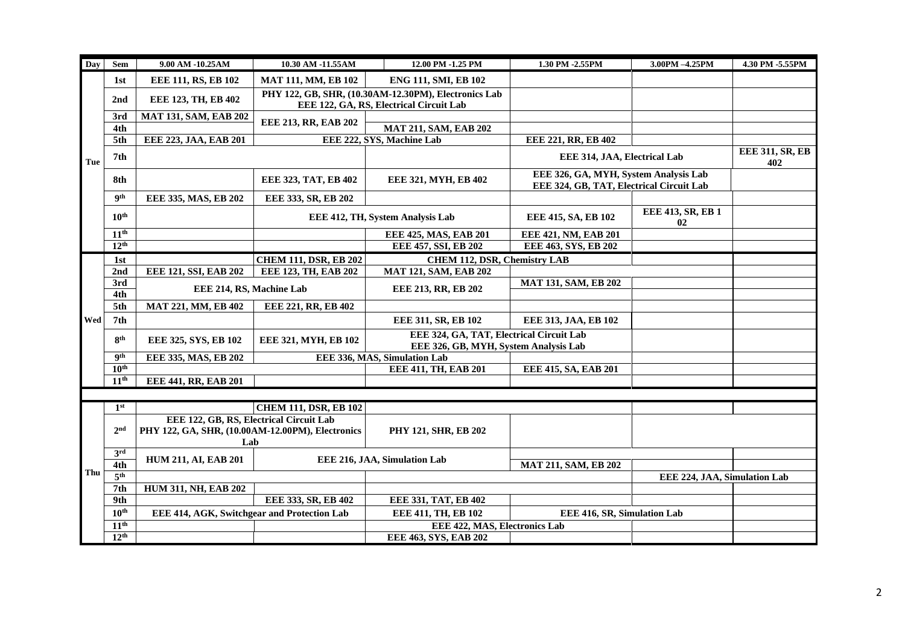| Day | Sem | 9.00 AM -10.25AM | 10.30 AM -11.55AM | 12.00 PM -1.25 PM | 1.30 PM -2.55PM | 3.00PM –4.25PM | 4.30 PM -5.55PM |
|---|---|---|---|---|---|---|---|
| Tue | 1st | EEE 111, RS, EB 102 | MAT 111, MM, EB 102 | ENG 111, SMI, EB 102 | | | |
| | 2nd | EEE 123, TH, EB 402 | PHY 122, GB, SHR, (10.30AM-12.30PM), Electronics Lab EEE 122, GA, RS, Electrical Circuit Lab | | | | |
| | 3rd | MAT 131, SAM, EAB 202 | EEE 213, RR, EAB 202 | | | | |
| | 4th | | | MAT 211, SAM, EAB 202 | | | |
| | 5th | EEE 223, JAA, EAB 201 | EEE 222, SYS, Machine Lab | | EEE 221, RR, EB 402 | | |
| | 7th | | | | EEE 314, JAA, Electrical Lab | | EEE 311, SR, EB 402 |
| | 8th | | EEE 323, TAT, EB 402 | EEE 321, MYH, EB 402 | EEE 326, GA, MYH, System Analysis Lab EEE 324, GB, TAT, Electrical Circuit Lab | | |
| | 9th | EEE 335, MAS, EB 202 | EEE 333, SR, EB 202 | | | | |
| | 10th | | EEE 412, TH, System Analysis Lab | | EEE 415, SA, EB 102 | EEE 413, SR, EB 1 02 | |
| | 11th | | | EEE 425, MAS, EAB 201 | EEE 421, NM, EAB 201 | | |
| | 12th | | | EEE 457, SSI, EB 202 | EEE 463, SYS, EB 202 | | |
| Wed | 1st | | CHEM 111, DSR, EB 202 | CHEM 112, DSR, Chemistry LAB | | | |
| | 2nd | EEE 121, SSI, EAB 202 | EEE 123, TH, EAB 202 | MAT 121, SAM, EAB 202 | | | |
| | 3rd | EEE 214, RS, Machine Lab | | EEE 213, RR, EB 202 | MAT 131, SAM, EB 202 | | |
| | 4th | | | | | | |
| | 5th | MAT 221, MM, EB 402 | EEE 221, RR, EB 402 | | | | |
| | 7th | | | EEE 311, SR, EB 102 | EEE 313, JAA, EB 102 | | |
| | 8th | EEE 325, SYS, EB 102 | EEE 321, MYH, EB 102 | EEE 324, GA, TAT, Electrical Circuit Lab EEE 326, GB, MYH, System Analysis Lab | | | |
| | 9th | EEE 335, MAS, EB 202 | EEE 336, MAS, Simulation Lab | | | | |
| | 10th | | | EEE 411, TH, EAB 201 | EEE 415, SA, EAB 201 | | |
| | 11th | EEE 441, RR, EAB 201 | | | | | |
| Thu | 1st | | CHEM 111, DSR, EB 102 | | | | |
| | 2nd | EEE 122, GB, RS, Electrical Circuit Lab PHY 122, GA, SHR, (10.00AM-12.00PM), Electronics Lab | | PHY 121, SHR, EB 202 | | | |
| | 3rd | HUM 211, AI, EAB 201 | EEE 216, JAA, Simulation Lab | | | | |
| | 4th | | | | MAT 211, SAM, EB 202 | | |
| | 5th | | | | | EEE 224, JAA, Simulation Lab | |
| | 7th | HUM 311, NH, EAB 202 | | | | | |
| | 9th | | EEE 333, SR, EB 402 | EEE 331, TAT, EB 402 | | | |
| | 10th | EEE 414, AGK, Switchgear and Protection Lab | | EEE 411, TH, EB 102 | EEE 416, SR, Simulation Lab | | |
| | 11th | | | EEE 422, MAS, Electronics Lab | | | |
| | 12th | | | EEE 463, SYS, EAB 202 | | | |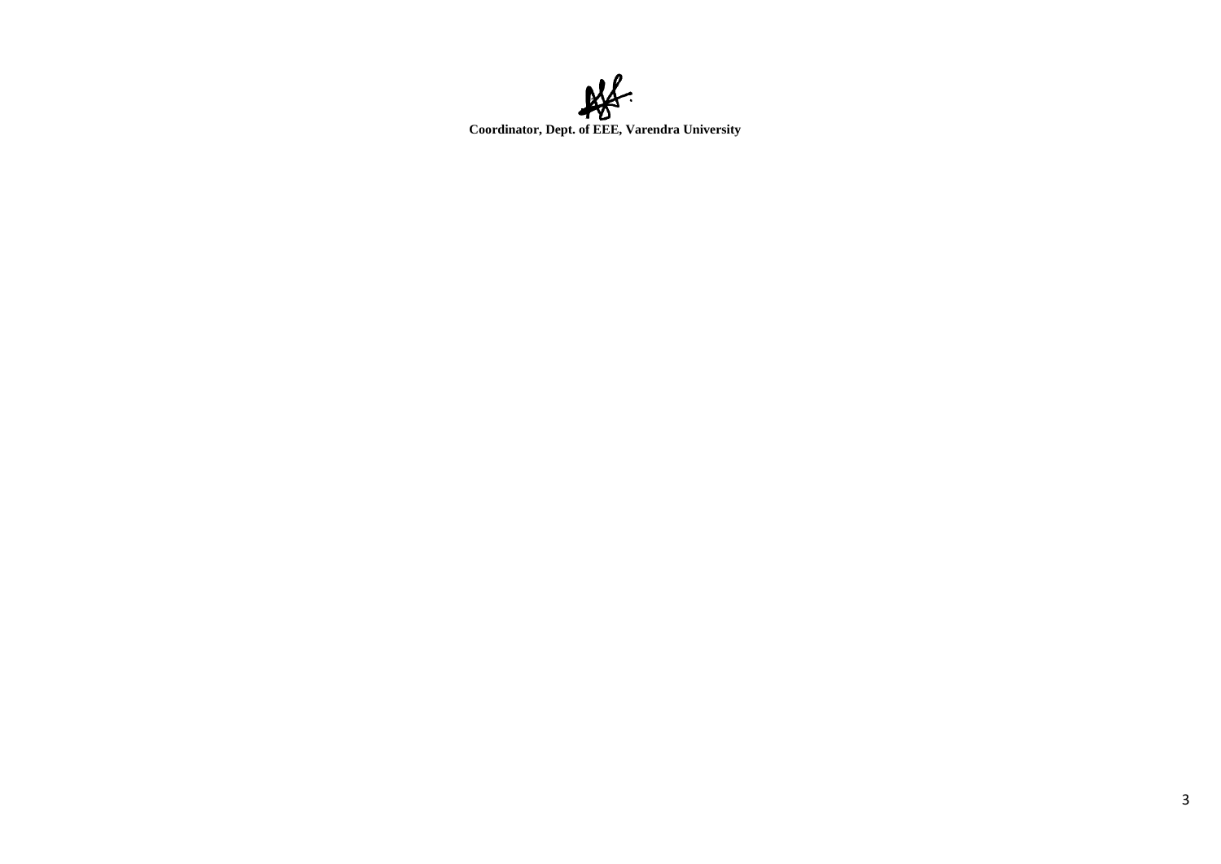**Coordinator, Dept. of EEE, Varendra University**